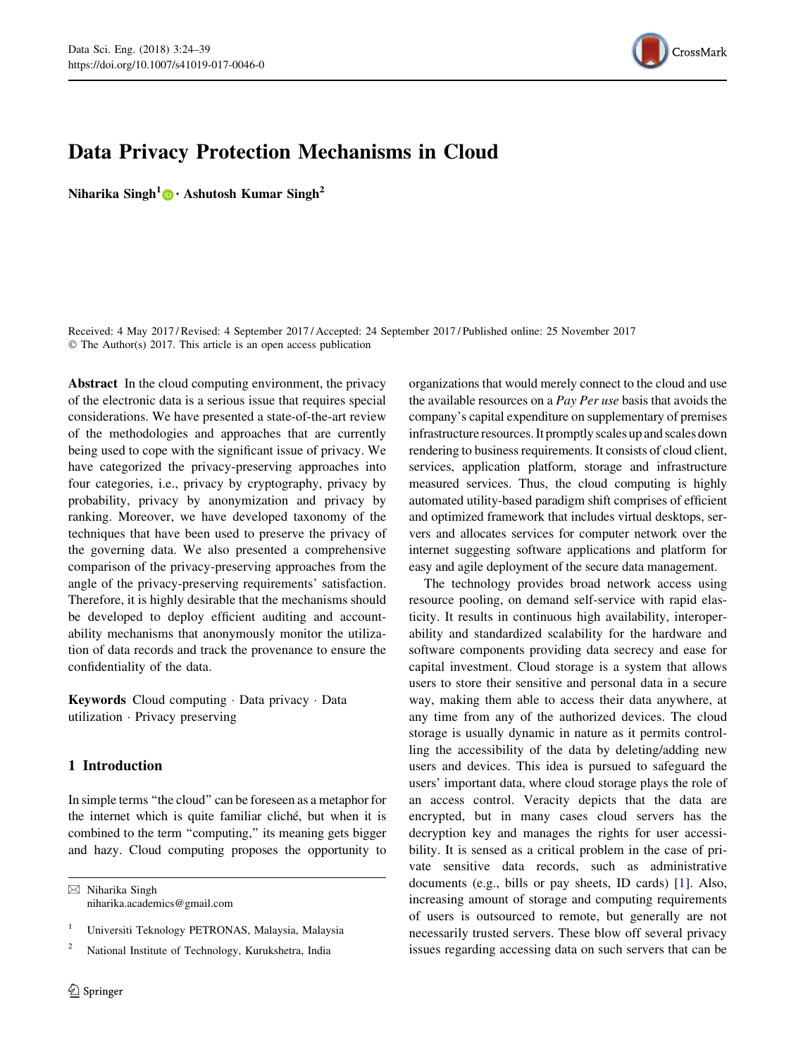# Data Privacy Protection Mechanisms in Cloud

**Niharika Singh**[1] · **Ashutosh Kumar Singh**[2]

Received: 4 May 2017 / Revised: 4 September 2017 / Accepted: 24 September 2017 / Published online: 25 November 2017
© The Author(s) 2017. This article is an open access publication

**Abstract** In the cloud computing environment, the privacy of the electronic data is a serious issue that requires special considerations. We have presented a state-of-the-art review of the methodologies and approaches that are currently being used to cope with the significant issue of privacy. We have categorized the privacy-preserving approaches into four categories, i.e., privacy by cryptography, privacy by probability, privacy by anonymization and privacy by ranking. Moreover, we have developed taxonomy of the techniques that have been used to preserve the privacy of the governing data. We also presented a comprehensive comparison of the privacy-preserving approaches from the angle of the privacy-preserving requirements' satisfaction. Therefore, it is highly desirable that the mechanisms should be developed to deploy efficient auditing and accountability mechanisms that anonymously monitor the utilization of data records and track the provenance to ensure the confidentiality of the data.

**Keywords** Cloud computing · Data privacy · Data utilization · Privacy preserving

## 1 Introduction

In simple terms "the cloud" can be foreseen as a metaphor for the internet which is quite familiar cliché, but when it is combined to the term "computing," its meaning gets bigger and hazy. Cloud computing proposes the opportunity to organizations that would merely connect to the cloud and use the available resources on a *Pay Per use* basis that avoids the company's capital expenditure on supplementary of premises infrastructure resources. It promptly scales up and scales down rendering to business requirements. It consists of cloud client, services, application platform, storage and infrastructure measured services. Thus, the cloud computing is highly automated utility-based paradigm shift comprises of efficient and optimized framework that includes virtual desktops, servers and allocates services for computer network over the internet suggesting software applications and platform for easy and agile deployment of the secure data management.

The technology provides broad network access using resource pooling, on demand self-service with rapid elasticity. It results in continuous high availability, interoperability and standardized scalability for the hardware and software components providing data secrecy and ease for capital investment. Cloud storage is a system that allows users to store their sensitive and personal data in a secure way, making them able to access their data anywhere, at any time from any of the authorized devices. The cloud storage is usually dynamic in nature as it permits controlling the accessibility of the data by deleting/adding new users and devices. This idea is pursued to safeguard the users' important data, where cloud storage plays the role of an access control. Veracity depicts that the data are encrypted, but in many cases cloud servers has the decryption key and manages the rights for user accessibility. It is sensed as a critical problem in the case of private sensitive data records, such as administrative documents (e.g., bills or pay sheets, ID cards) [1]. Also, increasing amount of storage and computing requirements of users is outsourced to remote, but generally are not necessarily trusted servers. These blow off several privacy issues regarding accessing data on such servers that can be

---

✉ Niharika Singh
niharika.academics@gmail.com

[1] Universiti Teknology PETRONAS, Malaysia, Malaysia

[2] National Institute of Technology, Kurukshetra, India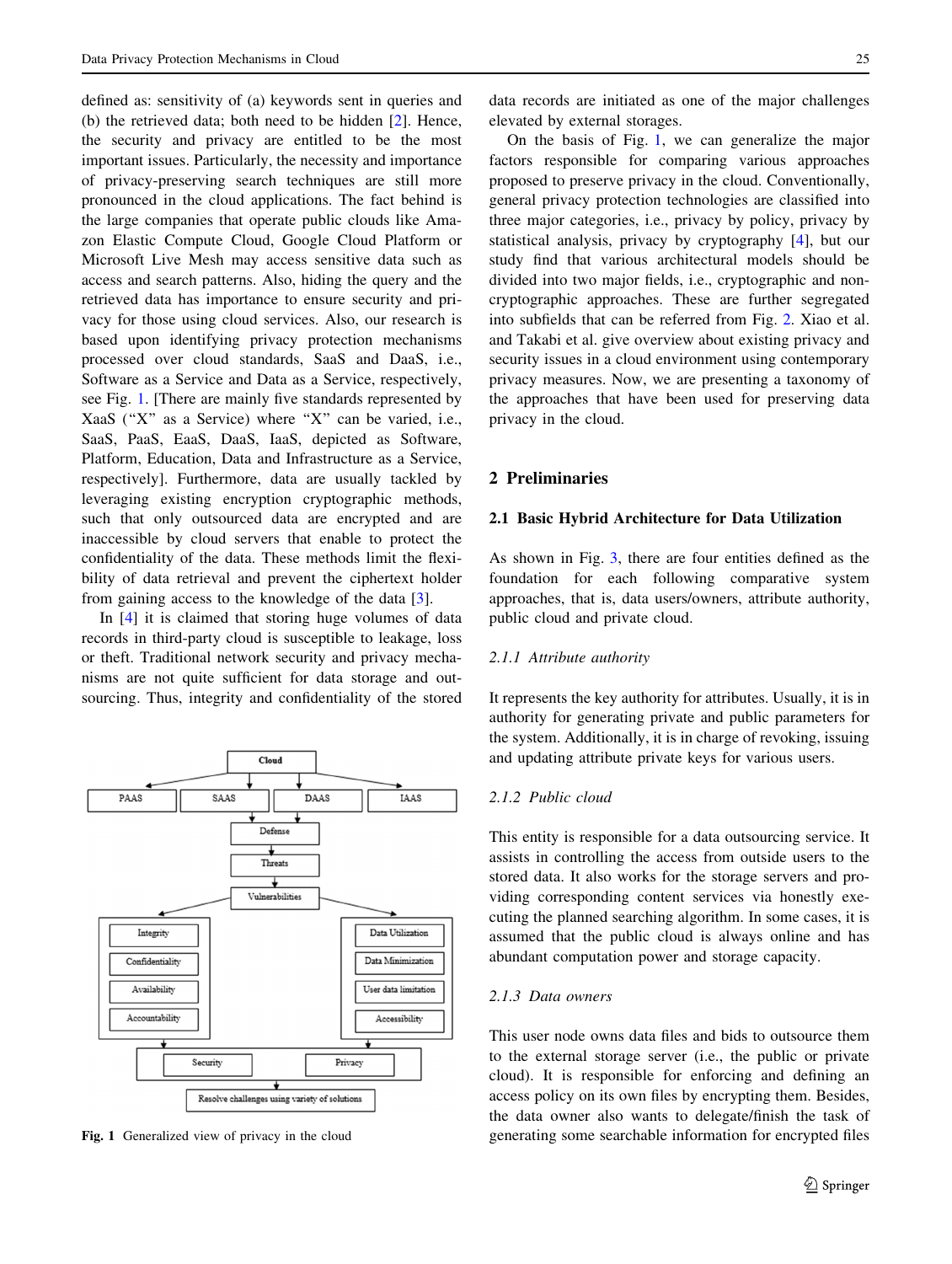defined as: sensitivity of (a) keywords sent in queries and (b) the retrieved data; both need to be hidden [2]. Hence, the security and privacy are entitled to be the most important issues. Particularly, the necessity and importance of privacy-preserving search techniques are still more pronounced in the cloud applications. The fact behind is the large companies that operate public clouds like Amazon Elastic Compute Cloud, Google Cloud Platform or Microsoft Live Mesh may access sensitive data such as access and search patterns. Also, hiding the query and the retrieved data has importance to ensure security and privacy for those using cloud services. Also, our research is based upon identifying privacy protection mechanisms processed over cloud standards, SaaS and DaaS, i.e., Software as a Service and Data as a Service, respectively, see Fig. 1. [There are mainly five standards represented by XaaS ("X" as a Service) where "X" can be varied, i.e., SaaS, PaaS, EaaS, DaaS, IaaS, depicted as Software, Platform, Education, Data and Infrastructure as a Service, respectively]. Furthermore, data are usually tackled by leveraging existing encryption cryptographic methods, such that only outsourced data are encrypted and are inaccessible by cloud servers that enable to protect the confidentiality of the data. These methods limit the flexibility of data retrieval and prevent the ciphertext holder from gaining access to the knowledge of the data [3].

In [4] it is claimed that storing huge volumes of data records in third-party cloud is susceptible to leakage, loss or theft. Traditional network security and privacy mechanisms are not quite sufficient for data storage and outsourcing. Thus, integrity and confidentiality of the stored data records are initiated as one of the major challenges elevated by external storages.

Fig. 1 Generalized view of privacy in the cloud

On the basis of Fig. 1, we can generalize the major factors responsible for comparing various approaches proposed to preserve privacy in the cloud. Conventionally, general privacy protection technologies are classified into three major categories, i.e., privacy by policy, privacy by statistical analysis, privacy by cryptography [4], but our study find that various architectural models should be divided into two major fields, i.e., cryptographic and non-cryptographic approaches. These are further segregated into subfields that can be referred from Fig. 2. Xiao et al. and Takabi et al. give overview about existing privacy and security issues in a cloud environment using contemporary privacy measures. Now, we are presenting a taxonomy of the approaches that have been used for preserving data privacy in the cloud.

## 2 Preliminaries

### 2.1 Basic Hybrid Architecture for Data Utilization

As shown in Fig. 3, there are four entities defined as the foundation for each following comparative system approaches, that is, data users/owners, attribute authority, public cloud and private cloud.

#### *2.1.1 Attribute authority*

It represents the key authority for attributes. Usually, it is in authority for generating private and public parameters for the system. Additionally, it is in charge of revoking, issuing and updating attribute private keys for various users.

#### *2.1.2 Public cloud*

This entity is responsible for a data outsourcing service. It assists in controlling the access from outside users to the stored data. It also works for the storage servers and providing corresponding content services via honestly executing the planned searching algorithm. In some cases, it is assumed that the public cloud is always online and has abundant computation power and storage capacity.

#### *2.1.3 Data owners*

This user node owns data files and bids to outsource them to the external storage server (i.e., the public or private cloud). It is responsible for enforcing and defining an access policy on its own files by encrypting them. Besides, the data owner also wants to delegate/finish the task of generating some searchable information for encrypted files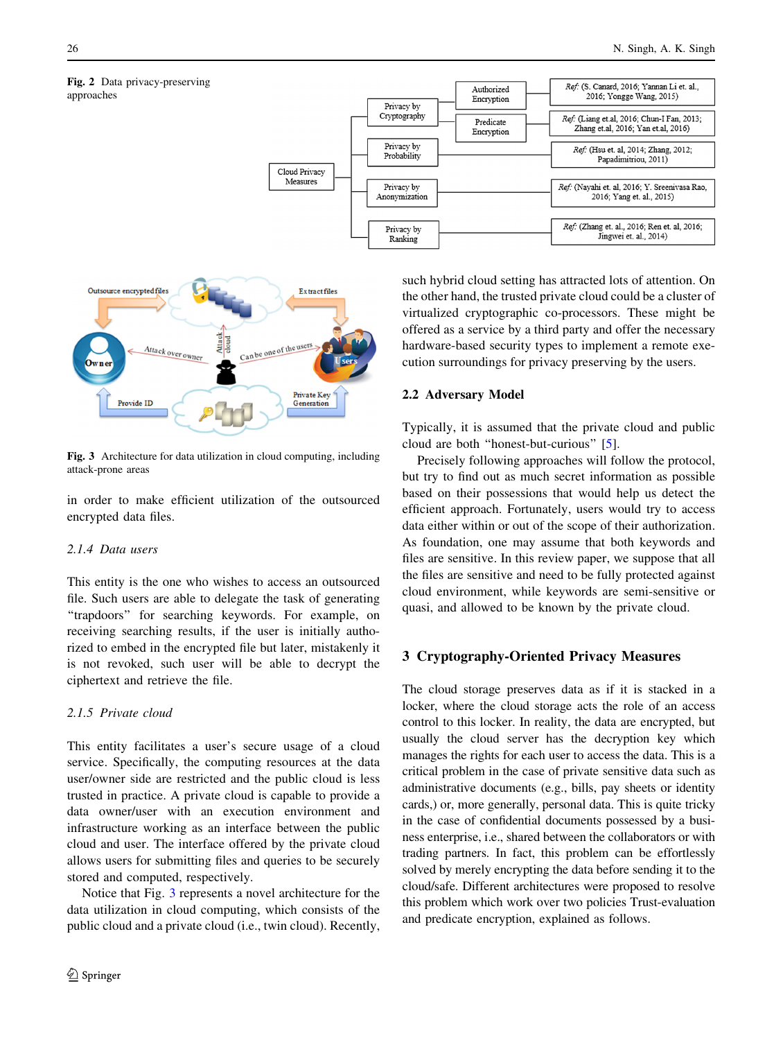**Fig. 2** Data privacy-preserving approaches

**Fig. 3** Architecture for data utilization in cloud computing, including attack-prone areas

in order to make efficient utilization of the outsourced encrypted data files.

### 2.1.4 Data users

This entity is the one who wishes to access an outsourced file. Such users are able to delegate the task of generating "trapdoors" for searching keywords. For example, on receiving searching results, if the user is initially authorized to embed in the encrypted file but later, mistakenly it is not revoked, such user will be able to decrypt the ciphertext and retrieve the file.

### 2.1.5 Private cloud

This entity facilitates a user's secure usage of a cloud service. Specifically, the computing resources at the data user/owner side are restricted and the public cloud is less trusted in practice. A private cloud is capable to provide a data owner/user with an execution environment and infrastructure working as an interface between the public cloud and user. The interface offered by the private cloud allows users for submitting files and queries to be securely stored and computed, respectively.

Notice that Fig. 3 represents a novel architecture for the data utilization in cloud computing, which consists of the public cloud and a private cloud (i.e., twin cloud). Recently, such hybrid cloud setting has attracted lots of attention. On the other hand, the trusted private cloud could be a cluster of virtualized cryptographic co-processors. These might be offered as a service by a third party and offer the necessary hardware-based security types to implement a remote execution surroundings for privacy preserving by the users.

## 2.2 Adversary Model

Typically, it is assumed that the private cloud and public cloud are both "honest-but-curious" [5].

Precisely following approaches will follow the protocol, but try to find out as much secret information as possible based on their possessions that would help us detect the efficient approach. Fortunately, users would try to access data either within or out of the scope of their authorization. As foundation, one may assume that both keywords and files are sensitive. In this review paper, we suppose that all the files are sensitive and need to be fully protected against cloud environment, while keywords are semi-sensitive or quasi, and allowed to be known by the private cloud.

# 3 Cryptography-Oriented Privacy Measures

The cloud storage preserves data as if it is stacked in a locker, where the cloud storage acts the role of an access control to this locker. In reality, the data are encrypted, but usually the cloud server has the decryption key which manages the rights for each user to access the data. This is a critical problem in the case of private sensitive data such as administrative documents (e.g., bills, pay sheets or identity cards,) or, more generally, personal data. This is quite tricky in the case of confidential documents possessed by a business enterprise, i.e., shared between the collaborators or with trading partners. In fact, this problem can be effortlessly solved by merely encrypting the data before sending it to the cloud/safe. Different architectures were proposed to resolve this problem which work over two policies Trust-evaluation and predicate encryption, explained as follows.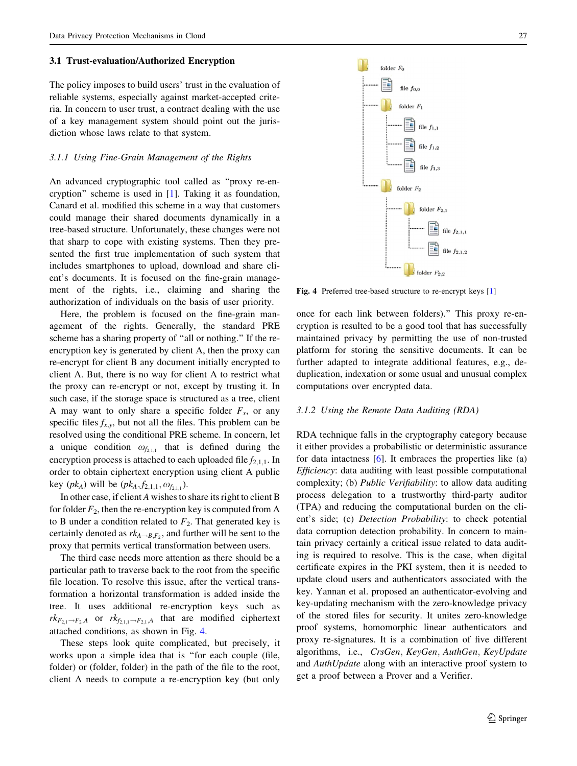### 3.1 Trust-evaluation/Authorized Encryption

The policy imposes to build users' trust in the evaluation of reliable systems, especially against market-accepted criteria. In concern to user trust, a contract dealing with the use of a key management system should point out the jurisdiction whose laws relate to that system.

#### 3.1.1 Using Fine-Grain Management of the Rights

An advanced cryptographic tool called as "proxy re-encryption" scheme is used in [1]. Taking it as foundation, Canard et al. modified this scheme in a way that customers could manage their shared documents dynamically in a tree-based structure. Unfortunately, these changes were not that sharp to cope with existing systems. Then they presented the first true implementation of such system that includes smartphones to upload, download and share client's documents. It is focused on the fine-grain management of the rights, i.e., claiming and sharing the authorization of individuals on the basis of user priority.

Here, the problem is focused on the fine-grain management of the rights. Generally, the standard PRE scheme has a sharing property of "all or nothing." If the re-encryption key is generated by client A, then the proxy can re-encrypt for client B any document initially encrypted to client A. But, there is no way for client A to restrict what the proxy can re-encrypt or not, except by trusting it. In such case, if the storage space is structured as a tree, client A may want to only share a specific folder $F_x$, or any specific files $f_{x,y}$, but not all the files. This problem can be resolved using the conditional PRE scheme. In concern, let a unique condition $\omega_{f_{2,1,1}}$ that is defined during the encryption process is attached to each uploaded file $f_{2,1,1}$. In order to obtain ciphertext encryption using client A public key ($pk_A$) will be ($pk_A$,$f_{2,1,1}$, $\omega_{f_{2,1,1}}$).

In other case, if client $A$ wishes to share its right to client B for folder $F_2$, then the re-encryption key is computed from A to B under a condition related to $F_2$. That generated key is certainly denoted as $rk_{A\rightarrow B,F_2}$, and further will be sent to the proxy that permits vertical transformation between users.

The third case needs more attention as there should be a particular path to traverse back to the root from the specific file location. To resolve this issue, after the vertical transformation a horizontal transformation is added inside the tree. It uses additional re-encryption keys such as $rk_{F_{2,1}\rightarrow F_2,A}$ or $rk_{f_{2,1,1}\rightarrow F_{2,1},A}$ that are modified ciphertext attached conditions, as shown in Fig. 4.

These steps look quite complicated, but precisely, it works upon a simple idea that is "for each couple (file, folder) or (folder, folder) in the path of the file to the root, client A needs to compute a re-encryption key (but only once for each link between folders)." This proxy re-encryption is resulted to be a good tool that has successfully maintained privacy by permitting the use of non-trusted platform for storing the sensitive documents. It can be further adapted to integrate additional features, e.g., deduplication, indexation or some usual and unusual complex computations over encrypted data.

folder $F_0$
- file $f_{0,0}$
- folder $F_1$
  - file $f_{1,1}$
  - file $f_{1,2}$
  - file $f_{1,3}$
- folder $F_2$
  - folder $F_{2,1}$
    - file $f_{2,1,1}$
    - file $f_{2,1,2}$
  - folder $F_{2,2}$

**Fig. 4** Preferred tree-based structure to re-encrypt keys [1]

#### 3.1.2 Using the Remote Data Auditing (RDA)

RDA technique falls in the cryptography category because it either provides a probabilistic or deterministic assurance for data intactness [6]. It embraces the properties like (a) *Efficiency*: data auditing with least possible computational complexity; (b) *Public Verifiability*: to allow data auditing process delegation to a trustworthy third-party auditor (TPA) and reducing the computational burden on the client's side; (c) *Detection Probability*: to check potential data corruption detection probability. In concern to maintain privacy certainly a critical issue related to data auditing is required to resolve. This is the case, when digital certificate expires in the PKI system, then it is needed to update cloud users and authenticators associated with the key. Yannan et al. proposed an authenticator-evolving and key-updating mechanism with the zero-knowledge privacy of the stored files for security. It unites zero-knowledge proof systems, homomorphic linear authenticators and proxy re-signatures. It is a combination of five different algorithms, i.e., *CrsGen*, *KeyGen*, *AuthGen*, *KeyUpdate* and *AuthUpdate* along with an interactive proof system to get a proof between a Prover and a Verifier.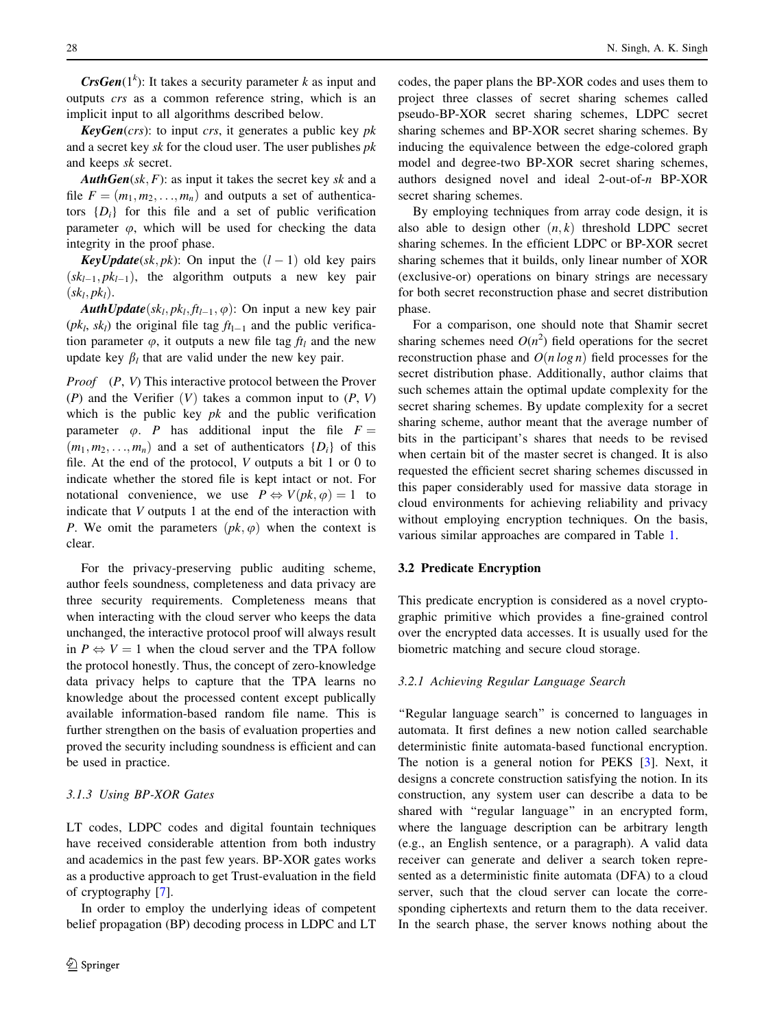***CrsGen***$(1^k)$: It takes a security parameter $k$ as input and outputs *crs* as a common reference string, which is an implicit input to all algorithms described below.

***KeyGen***$(crs)$: to input *crs*, it generates a public key $pk$ and a secret key $sk$ for the cloud user. The user publishes $pk$ and keeps $sk$ secret.

***AuthGen***$(sk, F)$: as input it takes the secret key $sk$ and a file $F = (m_1, m_2, \ldots, m_n)$ and outputs a set of authenticators $\{D_i\}$ for this file and a set of public verification parameter $\varphi$, which will be used for checking the data integrity in the proof phase.

***KeyUpdate***$(sk, pk)$: On input the $(l-1)$ old key pairs $(sk_{l-1}, pk_{l-1})$, the algorithm outputs a new key pair $(sk_l, pk_l)$.

***AuthUpdate***$(sk_l, pk_l, ft_{l-1}, \varphi)$: On input a new key pair $(pk_l, sk_l)$ the original file tag $ft_{l-1}$ and the public verification parameter $\varphi$, it outputs a new file tag $ft_l$ and the new update key $\beta_l$ that are valid under the new key pair.

*Proof* $(P, V)$ This interactive protocol between the Prover $(P)$ and the Verifier $(V)$ takes a common input to $(P, V)$ which is the public key $pk$ and the public verification parameter $\varphi$. $P$ has additional input the file $F = (m_1, m_2, \ldots, m_n)$ and a set of authenticators $\{D_i\}$ of this file. At the end of the protocol, $V$ outputs a bit 1 or 0 to indicate whether the stored file is kept intact or not. For notational convenience, we use $P \Leftrightarrow V(pk, \varphi) = 1$ to indicate that $V$ outputs 1 at the end of the interaction with $P$. We omit the parameters $(pk, \varphi)$ when the context is clear.

For the privacy-preserving public auditing scheme, author feels soundness, completeness and data privacy are three security requirements. Completeness means that when interacting with the cloud server who keeps the data unchanged, the interactive protocol proof will always result in $P \Leftrightarrow V = 1$ when the cloud server and the TPA follow the protocol honestly. Thus, the concept of zero-knowledge data privacy helps to capture that the TPA learns no knowledge about the processed content except publically available information-based random file name. This is further strengthen on the basis of evaluation properties and proved the security including soundness is efficient and can be used in practice.

#### 3.1.3 Using BP-XOR Gates

LT codes, LDPC codes and digital fountain techniques have received considerable attention from both industry and academics in the past few years. BP-XOR gates works as a productive approach to get Trust-evaluation in the field of cryptography [7].

In order to employ the underlying ideas of competent belief propagation (BP) decoding process in LDPC and LT codes, the paper plans the BP-XOR codes and uses them to project three classes of secret sharing schemes called pseudo-BP-XOR secret sharing schemes, LDPC secret sharing schemes and BP-XOR secret sharing schemes. By inducing the equivalence between the edge-colored graph model and degree-two BP-XOR secret sharing schemes, authors designed novel and ideal 2-out-of-$n$ BP-XOR secret sharing schemes.

By employing techniques from array code design, it is also able to design other $(n, k)$ threshold LDPC secret sharing schemes. In the efficient LDPC or BP-XOR secret sharing schemes that it builds, only linear number of XOR (exclusive-or) operations on binary strings are necessary for both secret reconstruction phase and secret distribution phase.

For a comparison, one should note that Shamir secret sharing schemes need $O(n^2)$ field operations for the secret reconstruction phase and $O(n \log n)$ field processes for the secret distribution phase. Additionally, author claims that such schemes attain the optimal update complexity for the secret sharing schemes. By update complexity for a secret sharing scheme, author meant that the average number of bits in the participant's shares that needs to be revised when certain bit of the master secret is changed. It is also requested the efficient secret sharing schemes discussed in this paper considerably used for massive data storage in cloud environments for achieving reliability and privacy without employing encryption techniques. On the basis, various similar approaches are compared in Table 1.

### 3.2 Predicate Encryption

This predicate encryption is considered as a novel cryptographic primitive which provides a fine-grained control over the encrypted data accesses. It is usually used for the biometric matching and secure cloud storage.

#### 3.2.1 Achieving Regular Language Search

"Regular language search" is concerned to languages in automata. It first defines a new notion called searchable deterministic finite automata-based functional encryption. The notion is a general notion for PEKS [3]. Next, it designs a concrete construction satisfying the notion. In its construction, any system user can describe a data to be shared with "regular language" in an encrypted form, where the language description can be arbitrary length (e.g., an English sentence, or a paragraph). A valid data receiver can generate and deliver a search token represented as a deterministic finite automata (DFA) to a cloud server, such that the cloud server can locate the corresponding ciphertexts and return them to the data receiver. In the search phase, the server knows nothing about the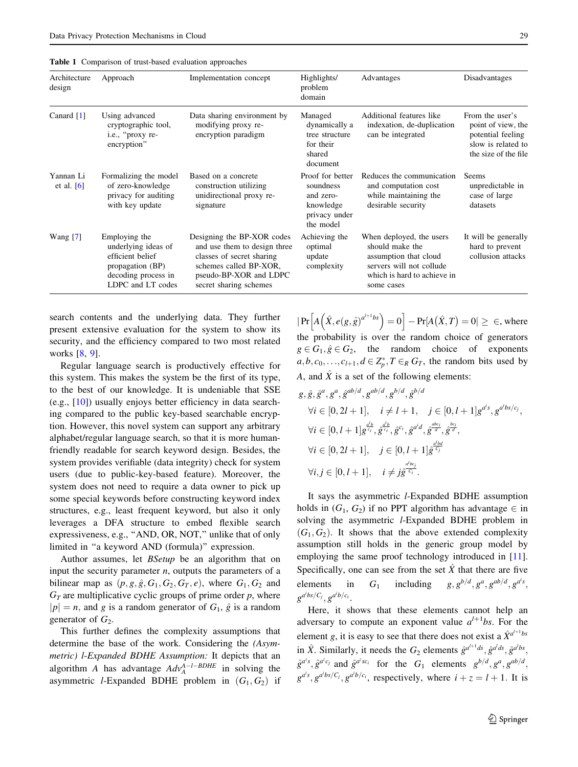**Table 1** Comparison of trust-based evaluation approaches

| Architecture design | Approach | Implementation concept | Highlights/ problem domain | Advantages | Disadvantages |
|---|---|---|---|---|---|
| Canard [1] | Using advanced cryptographic tool, i.e., "proxy re-encryption" | Data sharing environment by modifying proxy re-encryption paradigm | Managed dynamically a tree structure for their shared document | Additional features like indexation, de-duplication can be integrated | From the user's point of view, the potential feeling slow is related to the size of the file |
| Yannan Li et al. [6] | Formalizing the model of zero-knowledge privacy for auditing with key update | Based on a concrete construction utilizing unidirectional proxy re-signature | Proof for better soundness and zero-knowledge privacy under the model | Reduces the communication and computation cost while maintaining the desirable security | Seems unpredictable in case of large datasets |
| Wang [7] | Employing the underlying ideas of efficient belief propagation (BP) decoding process in LDPC and LT codes | Designing the BP-XOR codes and use them to design three classes of secret sharing schemes called BP-XOR, pseudo-BP-XOR and LDPC secret sharing schemes | Achieving the optimal update complexity | When deployed, the users should make the assumption that cloud servers will not collude which is hard to achieve in some cases | It will be generally hard to prevent collusion attacks |

search contents and the underlying data. They further present extensive evaluation for the system to show its security, and the efficiency compared to two most related works [8, 9].

Regular language search is productively effective for this system. This makes the system be the first of its type, to the best of our knowledge. It is undeniable that SSE (e.g., [10]) usually enjoys better efficiency in data searching compared to the public key-based searchable encryption. However, this novel system can support any arbitrary alphabet/regular language search, so that it is more human-friendly readable for search keyword design. Besides, the system provides verifiable (data integrity) check for system users (due to public-key-based feature). Moreover, the system does not need to require a data owner to pick up some special keywords before constructing keyword index structures, e.g., least frequent keyword, but also it only leverages a DFA structure to embed flexible search expressiveness, e.g., "AND, OR, NOT," unlike that of only limited in "a keyword AND (formula)" expression.

Author assumes, let *BSetup* be an algorithm that on input the security parameter $n$, outputs the parameters of a bilinear map as $(p, g, \hat{g}, G_1, G_2, G_T, e)$, where $G_1, G_2$ and $G_T$ are multiplicative cyclic groups of prime order $p$, where $|p| = n$, and $g$ is a random generator of $G_1$, $\hat{g}$ is a random generator of $G_2$.

This further defines the complexity assumptions that determine the base of the work. Considering the *(Asymmetric) l-Expanded BDHE Assumption:* It depicts that an algorithm $A$ has advantage $Adv_A^{A-l-BDHE}$ in solving the asymmetric $l$-Expanded BDHE problem in $(G_1, G_2)$ if $|\Pr\left[A\left(\hat{X}, e(g,\hat{g})^{a^{l+1}bs}\right) = 0\right] - \Pr[A(\hat{X}, T) = 0| \geq \in$, where the probability is over the random choice of generators $g \in G_1, \hat{g} \in G_2$, the random choice of exponents $a, b, c_0, \ldots, c_{l+1}, d \in Z_p^*, T \in_R G_T$, the random bits used by $A$, and $\hat{X}$ is a set of the following elements:

$$g, \hat{g}, \hat{g}^a, g^a, \hat{g}^{ab/d}, g^{ab/d}, g^{b/d}, \hat{g}^{b/d}$$

$$\forall i \in [0, 2l+1], \quad i \neq l+1, \quad j \in [0, l+1] g^{a^i s}, g^{a^i bs/c_j},$$

$$\forall i \in [0, l+1] g^{\frac{a^i b}{c_i}}, \hat{g}^{\frac{a^i b}{c_i}}, \hat{g}^{c_i}, \hat{g}^{a^i d}, \hat{g}^{\frac{abc_i}{d}}, \hat{g}^{\frac{bc_i}{d}},$$

$$\forall i \in [0, 2l+1], \quad j \in [0, l+1] \hat{g}^{\frac{a^i bd}{c_j}}$$

$$\forall i, j \in [0, l+1], \quad i \neq j \hat{g}^{\frac{a^i bc_j}{c_i}}.$$

It says the asymmetric $l$-Expanded BDHE assumption holds in $(G_1, G_2)$ if no PPT algorithm has advantage $\in$ in solving the asymmetric $l$-Expanded BDHE problem in $(G_1, G_2)$. It shows that the above extended complexity assumption still holds in the generic group model by employing the same proof technology introduced in [11]. Specifically, one can see from the set $\hat{X}$ that there are five elements in $G_1$ including $g, g^{b/d}, g^a, g^{ab/d}, g^{a^i s}$, $g^{a^i bs/C_j}, g^{a^i b/c_i}$.

Here, it shows that these elements cannot help an adversary to compute an exponent value $a^{l+1}bs$. For the element $g$, it is easy to see that there does not exist a $\hat{X}^{a^{l+1}bs}$ in $\hat{X}$. Similarly, it needs the $G_2$ elements $\hat{g}^{a^{l+1}ds}, \hat{g}^{a^l ds}, \hat{g}^{a^l bs}$, $\hat{g}^{a^z s}, \hat{g}^{a^z c_j}$ and $\hat{g}^{a^z sc_i}$ for the $G_1$ elements $g^{b/d}, g^a, g^{ab/d}$, $g^{a^i s}, g^{a^i bs/C_j}, g^{a^i b/c_i}$, respectively, where $i + z = l + 1$. It is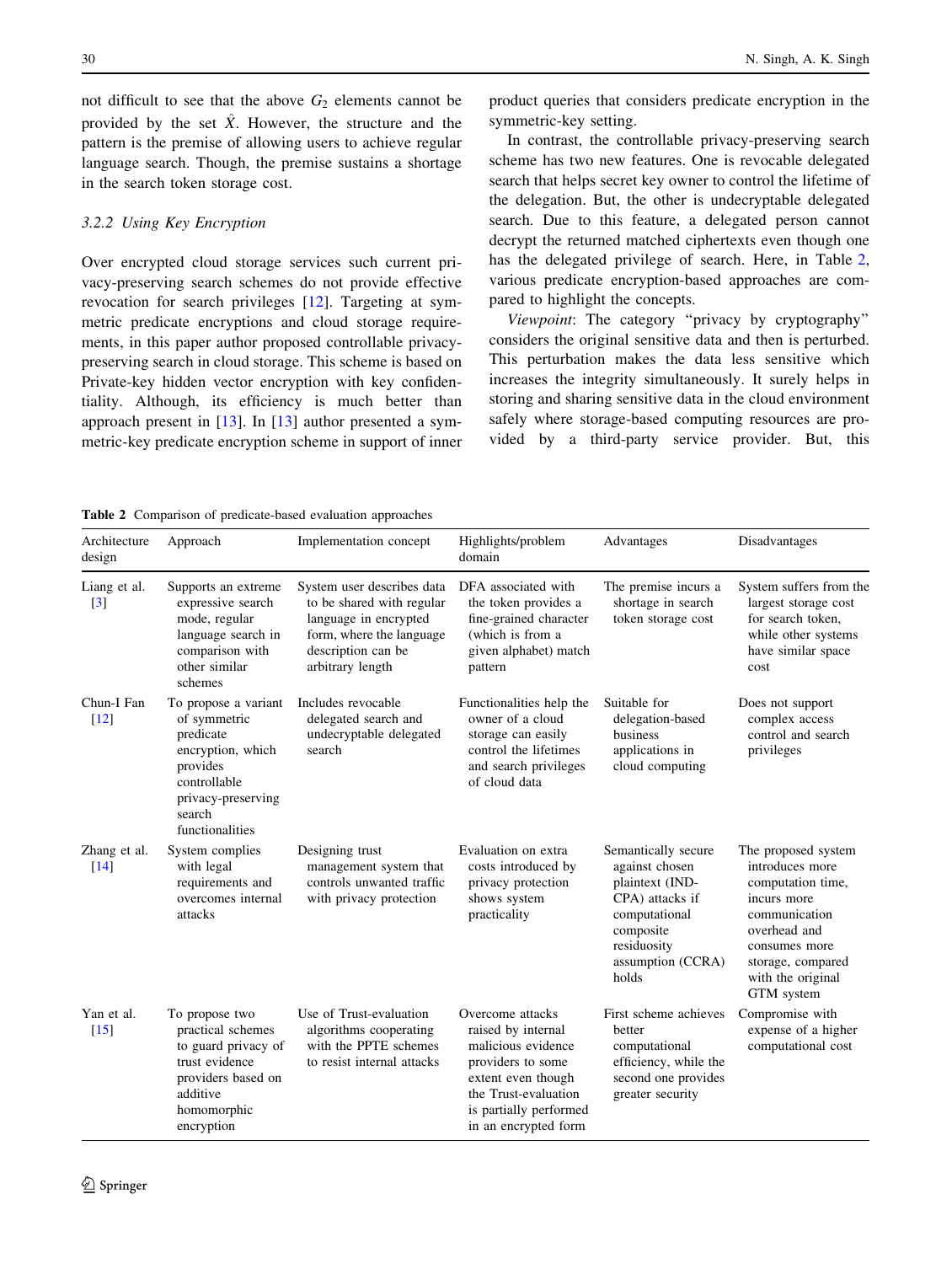not difficult to see that the above $G_2$ elements cannot be provided by the set $\hat{X}$. However, the structure and the pattern is the premise of allowing users to achieve regular language search. Though, the premise sustains a shortage in the search token storage cost.

### 3.2.2 Using Key Encryption

Over encrypted cloud storage services such current privacy-preserving search schemes do not provide effective revocation for search privileges [12]. Targeting at symmetric predicate encryptions and cloud storage requirements, in this paper author proposed controllable privacy-preserving search in cloud storage. This scheme is based on Private-key hidden vector encryption with key confidentiality. Although, its efficiency is much better than approach present in [13]. In [13] author presented a symmetric-key predicate encryption scheme in support of inner product queries that considers predicate encryption in the symmetric-key setting.

In contrast, the controllable privacy-preserving search scheme has two new features. One is revocable delegated search that helps secret key owner to control the lifetime of the delegation. But, the other is undecryptable delegated search. Due to this feature, a delegated person cannot decrypt the returned matched ciphertexts even though one has the delegated privilege of search. Here, in Table 2, various predicate encryption-based approaches are compared to highlight the concepts.

*Viewpoint*: The category "privacy by cryptography" considers the original sensitive data and then is perturbed. This perturbation makes the data less sensitive which increases the integrity simultaneously. It surely helps in storing and sharing sensitive data in the cloud environment safely where storage-based computing resources are provided by a third-party service provider. But, this

**Table 2** Comparison of predicate-based evaluation approaches

| Architecture design | Approach | Implementation concept | Highlights/problem domain | Advantages | Disadvantages |
|---|---|---|---|---|---|
| Liang et al. [3] | Supports an extreme expressive search mode, regular language search in comparison with other similar schemes | System user describes data to be shared with regular language in encrypted form, where the language description can be arbitrary length | DFA associated with the token provides a fine-grained character (which is from a given alphabet) match pattern | The premise incurs a shortage in search token storage cost | System suffers from the largest storage cost for search token, while other systems have similar space cost |
| Chun-I Fan [12] | To propose a variant of symmetric predicate encryption, which provides controllable privacy-preserving search functionalities | Includes revocable delegated search and undecryptable delegated search | Functionalities help the owner of a cloud storage can easily control the lifetimes and search privileges of cloud data | Suitable for delegation-based business applications in cloud computing | Does not support complex access control and search privileges |
| Zhang et al. [14] | System complies with legal requirements and overcomes internal attacks | Designing trust management system that controls unwanted traffic with privacy protection | Evaluation on extra costs introduced by privacy protection shows system practicality | Semantically secure against chosen plaintext (IND-CPA) attacks if computational composite residuosity assumption (CCRA) holds | The proposed system introduces more computation time, incurs more communication overhead and consumes more storage, compared with the original GTM system |
| Yan et al. [15] | To propose two practical schemes to guard privacy of trust evidence providers based on additive homomorphic encryption | Use of Trust-evaluation algorithms cooperating with the PPTE schemes to resist internal attacks | Overcome attacks raised by internal malicious evidence providers to some extent even though the Trust-evaluation is partially performed in an encrypted form | First scheme achieves better computational efficiency, while the second one provides greater security | Compromise with expense of a higher computational cost |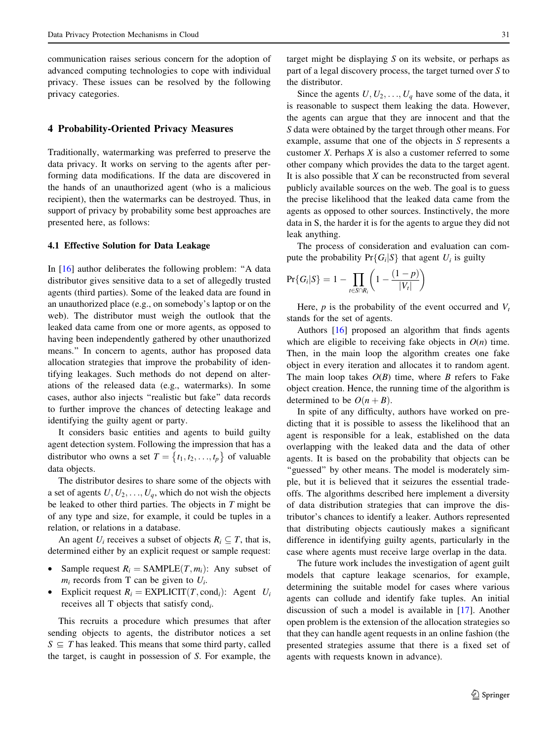communication raises serious concern for the adoption of advanced computing technologies to cope with individual privacy. These issues can be resolved by the following privacy categories.

## 4 Probability-Oriented Privacy Measures

Traditionally, watermarking was preferred to preserve the data privacy. It works on serving to the agents after performing data modifications. If the data are discovered in the hands of an unauthorized agent (who is a malicious recipient), then the watermarks can be destroyed. Thus, in support of privacy by probability some best approaches are presented here, as follows:

### 4.1 Effective Solution for Data Leakage

In [16] author deliberates the following problem: "A data distributor gives sensitive data to a set of allegedly trusted agents (third parties). Some of the leaked data are found in an unauthorized place (e.g., on somebody's laptop or on the web). The distributor must weigh the outlook that the leaked data came from one or more agents, as opposed to having been independently gathered by other unauthorized means." In concern to agents, author has proposed data allocation strategies that improve the probability of identifying leakages. Such methods do not depend on alterations of the released data (e.g., watermarks). In some cases, author also injects "realistic but fake" data records to further improve the chances of detecting leakage and identifying the guilty agent or party.

It considers basic entities and agents to build guilty agent detection system. Following the impression that has a distributor who owns a set $T = \{t_1, t_2, \ldots, t_p\}$ of valuable data objects.

The distributor desires to share some of the objects with a set of agents $U, U_2, \ldots, U_q$, which do not wish the objects be leaked to other third parties. The objects in $T$ might be of any type and size, for example, it could be tuples in a relation, or relations in a database.

An agent $U_i$ receives a subset of objects $R_i \subseteq T$, that is, determined either by an explicit request or sample request:

- Sample request $R_i = \text{SAMPLE}(T, m_i)$: Any subset of $m_i$ records from T can be given to $U_i$.
- Explicit request $R_i = \text{EXPLICIT}(T, \text{cond}_i)$: Agent $U_i$ receives all T objects that satisfy $\text{cond}_i$.

This recruits a procedure which presumes that after sending objects to agents, the distributor notices a set $S \subseteq T$ has leaked. This means that some third party, called the target, is caught in possession of $S$. For example, the target might be displaying $S$ on its website, or perhaps as part of a legal discovery process, the target turned over $S$ to the distributor.

Since the agents $U, U_2, \ldots, U_q$ have some of the data, it is reasonable to suspect them leaking the data. However, the agents can argue that they are innocent and that the $S$ data were obtained by the target through other means. For example, assume that one of the objects in $S$ represents a customer $X$. Perhaps $X$ is also a customer referred to some other company which provides the data to the target agent. It is also possible that $X$ can be reconstructed from several publicly available sources on the web. The goal is to guess the precise likelihood that the leaked data came from the agents as opposed to other sources. Instinctively, the more data in S, the harder it is for the agents to argue they did not leak anything.

The process of consideration and evaluation can compute the probability $\Pr\{G_i|S\}$ that agent $U_i$ is guilty

$$\Pr\{G_i|S\} = 1 - \prod_{t \in S \cap R_i} \left(1 - \frac{(1-p)}{|V_t|}\right)$$

Here, $p$ is the probability of the event occurred and $V_t$ stands for the set of agents.

Authors [16] proposed an algorithm that finds agents which are eligible to receiving fake objects in $O(n)$ time. Then, in the main loop the algorithm creates one fake object in every iteration and allocates it to random agent. The main loop takes $O(B)$ time, where $B$ refers to Fake object creation. Hence, the running time of the algorithm is determined to be $O(n + B)$.

In spite of any difficulty, authors have worked on predicting that it is possible to assess the likelihood that an agent is responsible for a leak, established on the data overlapping with the leaked data and the data of other agents. It is based on the probability that objects can be "guessed" by other means. The model is moderately simple, but it is believed that it seizures the essential tradeoffs. The algorithms described here implement a diversity of data distribution strategies that can improve the distributor's chances to identify a leaker. Authors represented that distributing objects cautiously makes a significant difference in identifying guilty agents, particularly in the case where agents must receive large overlap in the data.

The future work includes the investigation of agent guilt models that capture leakage scenarios, for example, determining the suitable model for cases where various agents can collude and identify fake tuples. An initial discussion of such a model is available in [17]. Another open problem is the extension of the allocation strategies so that they can handle agent requests in an online fashion (the presented strategies assume that there is a fixed set of agents with requests known in advance).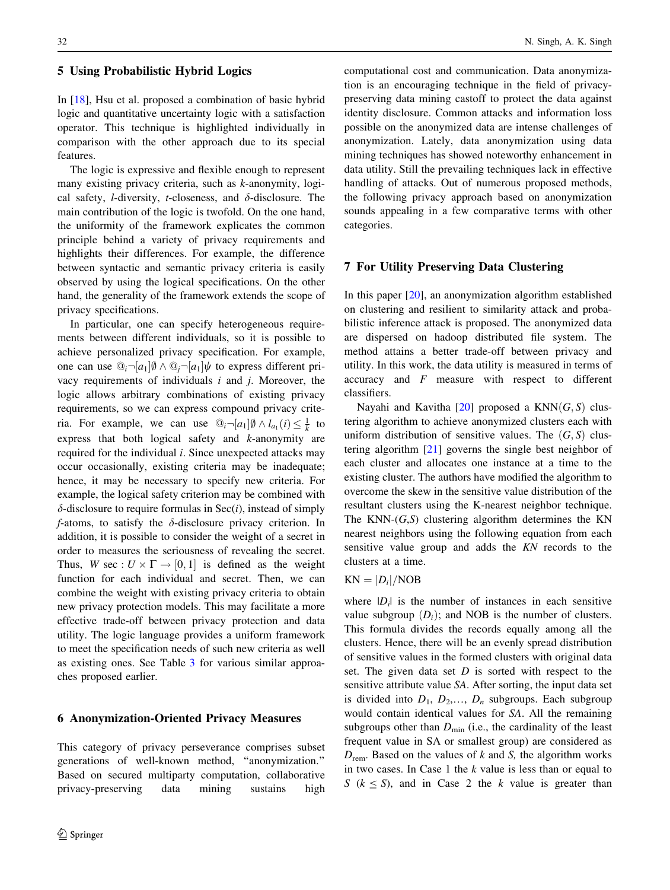## 5 Using Probabilistic Hybrid Logics

In [18], Hsu et al. proposed a combination of basic hybrid logic and quantitative uncertainty logic with a satisfaction operator. This technique is highlighted individually in comparison with the other approach due to its special features.

The logic is expressive and flexible enough to represent many existing privacy criteria, such as *k*-anonymity, logical safety, *l*-diversity, *t*-closeness, and $\delta$-disclosure. The main contribution of the logic is twofold. On the one hand, the uniformity of the framework explicates the common principle behind a variety of privacy requirements and highlights their differences. For example, the difference between syntactic and semantic privacy criteria is easily observed by using the logical specifications. On the other hand, the generality of the framework extends the scope of privacy specifications.

In particular, one can specify heterogeneous requirements between different individuals, so it is possible to achieve personalized privacy specification. For example, one can use $@_i \neg [a_1] \emptyset \wedge @_j \neg [a_1] \psi$ to express different privacy requirements of individuals *i* and *j*. Moreover, the logic allows arbitrary combinations of existing privacy requirements, so we can express compound privacy criteria. For example, we can use $@_i \neg [a_1] \emptyset \wedge l_{a_1}(i) \leq \frac{1}{k}$ to express that both logical safety and *k*-anonymity are required for the individual *i*. Since unexpected attacks may occur occasionally, existing criteria may be inadequate; hence, it may be necessary to specify new criteria. For example, the logical safety criterion may be combined with $\delta$-disclosure to require formulas in Sec(*i*), instead of simply *f*-atoms, to satisfy the $\delta$-disclosure privacy criterion. In addition, it is possible to consider the weight of a secret in order to measures the seriousness of revealing the secret. Thus, $W\ \mathrm{sec} : U \times \Gamma \rightarrow [0, 1]$ is defined as the weight function for each individual and secret. Then, we can combine the weight with existing privacy criteria to obtain new privacy protection models. This may facilitate a more effective trade-off between privacy protection and data utility. The logic language provides a uniform framework to meet the specification needs of such new criteria as well as existing ones. See Table 3 for various similar approaches proposed earlier.

## 6 Anonymization-Oriented Privacy Measures

This category of privacy perseverance comprises subset generations of well-known method, "anonymization." Based on secured multiparty computation, collaborative privacy-preserving data mining sustains high computational cost and communication. Data anonymization is an encouraging technique in the field of privacy-preserving data mining castoff to protect the data against identity disclosure. Common attacks and information loss possible on the anonymized data are intense challenges of anonymization. Lately, data anonymization using data mining techniques has showed noteworthy enhancement in data utility. Still the prevailing techniques lack in effective handling of attacks. Out of numerous proposed methods, the following privacy approach based on anonymization sounds appealing in a few comparative terms with other categories.

## 7 For Utility Preserving Data Clustering

In this paper [20], an anonymization algorithm established on clustering and resilient to similarity attack and probabilistic inference attack is proposed. The anonymized data are dispersed on hadoop distributed file system. The method attains a better trade-off between privacy and utility. In this work, the data utility is measured in terms of accuracy and *F* measure with respect to different classifiers.

Nayahi and Kavitha [20] proposed a KNN$(G, S)$ clustering algorithm to achieve anonymized clusters each with uniform distribution of sensitive values. The $(G, S)$ clustering algorithm [21] governs the single best neighbor of each cluster and allocates one instance at a time to the existing cluster. The authors have modified the algorithm to overcome the skew in the sensitive value distribution of the resultant clusters using the K-nearest neighbor technique. The KNN-$(G,S)$ clustering algorithm determines the KN nearest neighbors using the following equation from each sensitive value group and adds the *KN* records to the clusters at a time.

$$\mathrm{KN} = |D_i|/\mathrm{NOB}$$

where $|D_i|$ is the number of instances in each sensitive value subgroup ($D_i$); and NOB is the number of clusters. This formula divides the records equally among all the clusters. Hence, there will be an evenly spread distribution of sensitive values in the formed clusters with original data set. The given data set *D* is sorted with respect to the sensitive attribute value *SA*. After sorting, the input data set is divided into $D_1$, $D_2$,…, $D_n$ subgroups. Each subgroup would contain identical values for *SA*. All the remaining subgroups other than $D_{\min}$ (i.e., the cardinality of the least frequent value in SA or smallest group) are considered as $D_{\mathrm{rem}}$. Based on the values of *k* and *S,* the algorithm works in two cases. In Case 1 the *k* value is less than or equal to *S* ($k \leq S$), and in Case 2 the *k* value is greater than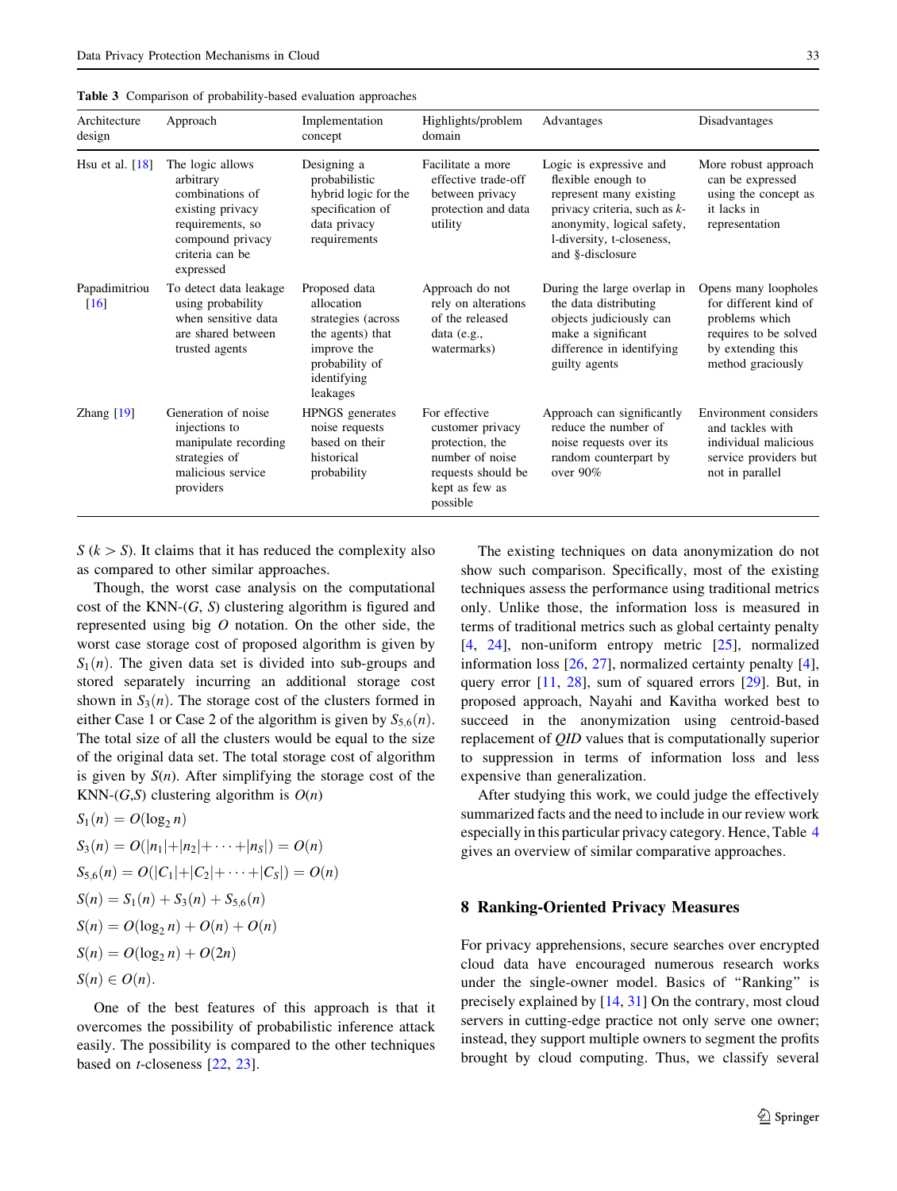Table 3 Comparison of probability-based evaluation approaches

| Architecture design | Approach | Implementation concept | Highlights/problem domain | Advantages | Disadvantages |
|---|---|---|---|---|---|
| Hsu et al. [18] | The logic allows arbitrary combinations of existing privacy requirements, so compound privacy criteria can be expressed | Designing a probabilistic hybrid logic for the specification of data privacy requirements | Facilitate a more effective trade-off between privacy protection and data utility | Logic is expressive and flexible enough to represent many existing privacy criteria, such as *k*-anonymity, logical safety, l-diversity, t-closeness, and §-disclosure | More robust approach can be expressed using the concept as it lacks in representation |
| Papadimitriou [16] | To detect data leakage using probability when sensitive data are shared between trusted agents | Proposed data allocation strategies (across the agents) that improve the probability of identifying leakages | Approach do not rely on alterations of the released data (e.g., watermarks) | During the large overlap in the data distributing objects judiciously can make a significant difference in identifying guilty agents | Opens many loopholes for different kind of problems which requires to be solved by extending this method graciously |
| Zhang [19] | Generation of noise injections to manipulate recording strategies of malicious service providers | HPNGS generates noise requests based on their historical probability | For effective customer privacy protection, the number of noise requests should be kept as few as possible | Approach can significantly reduce the number of noise requests over its random counterpart by over 90% | Environment considers and tackles with individual malicious service providers but not in parallel |

$S$ ($k > S$). It claims that it has reduced the complexity also as compared to other similar approaches.

Though, the worst case analysis on the computational cost of the KNN-($G$, $S$) clustering algorithm is figured and represented using big $O$ notation. On the other side, the worst case storage cost of proposed algorithm is given by $S_1(n)$. The given data set is divided into sub-groups and stored separately incurring an additional storage cost shown in $S_3(n)$. The storage cost of the clusters formed in either Case 1 or Case 2 of the algorithm is given by $S_{5,6}(n)$. The total size of all the clusters would be equal to the size of the original data set. The total storage cost of algorithm is given by $S(n)$. After simplifying the storage cost of the KNN-($G$,$S$) clustering algorithm is $O(n)$

$$S_1(n) = O(\log_2 n)$$

$$S_3(n) = O(|n_1|+|n_2|+\cdots+|n_S|) = O(n)$$

$$S_{5,6}(n) = O(|C_1|+|C_2|+\cdots+|C_S|) = O(n)$$

$$S(n) = S_1(n) + S_3(n) + S_{5,6}(n)$$

$$S(n) = O(\log_2 n) + O(n) + O(n)$$

$$S(n) = O(\log_2 n) + O(2n)$$

$$S(n) \in O(n).$$

One of the best features of this approach is that it overcomes the possibility of probabilistic inference attack easily. The possibility is compared to the other techniques based on *t*-closeness [22, 23].

The existing techniques on data anonymization do not show such comparison. Specifically, most of the existing techniques assess the performance using traditional metrics only. Unlike those, the information loss is measured in terms of traditional metrics such as global certainty penalty [4, 24], non-uniform entropy metric [25], normalized information loss [26, 27], normalized certainty penalty [4], query error [11, 28], sum of squared errors [29]. But, in proposed approach, Nayahi and Kavitha worked best to succeed in the anonymization using centroid-based replacement of *QID* values that is computationally superior to suppression in terms of information loss and less expensive than generalization.

After studying this work, we could judge the effectively summarized facts and the need to include in our review work especially in this particular privacy category. Hence, Table 4 gives an overview of similar comparative approaches.

## 8 Ranking-Oriented Privacy Measures

For privacy apprehensions, secure searches over encrypted cloud data have encouraged numerous research works under the single-owner model. Basics of "Ranking" is precisely explained by [14, 31] On the contrary, most cloud servers in cutting-edge practice not only serve one owner; instead, they support multiple owners to segment the profits brought by cloud computing. Thus, we classify several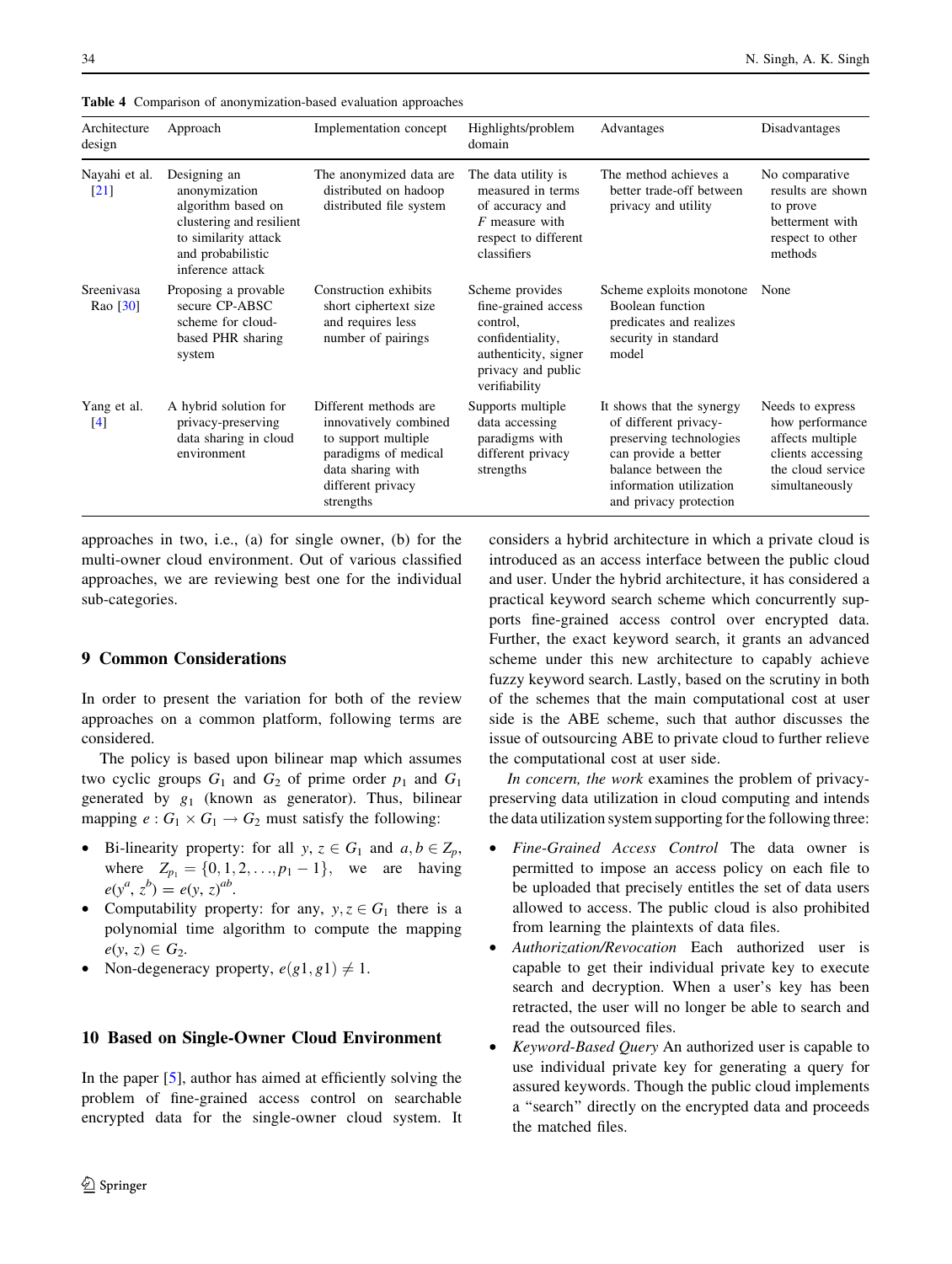**Table 4** Comparison of anonymization-based evaluation approaches

| Architecture design | Approach | Implementation concept | Highlights/problem domain | Advantages | Disadvantages |
|---|---|---|---|---|---|
| Nayahi et al. [21] | Designing an anonymization algorithm based on clustering and resilient to similarity attack and probabilistic inference attack | The anonymized data are distributed on hadoop distributed file system | The data utility is measured in terms of accuracy and *F* measure with respect to different classifiers | The method achieves a better trade-off between privacy and utility | No comparative results are shown to prove betterment with respect to other methods |
| Sreenivasa Rao [30] | Proposing a provable secure CP-ABSC scheme for cloud-based PHR sharing system | Construction exhibits short ciphertext size and requires less number of pairings | Scheme provides fine-grained access control, confidentiality, authenticity, signer privacy and public verifiability | Scheme exploits monotone Boolean function predicates and realizes security in standard model | None |
| Yang et al. [4] | A hybrid solution for privacy-preserving data sharing in cloud environment | Different methods are innovatively combined to support multiple paradigms of medical data sharing with different privacy strengths | Supports multiple data accessing paradigms with different privacy strengths | It shows that the synergy of different privacy-preserving technologies can provide a better balance between the information utilization and privacy protection | Needs to express how performance affects multiple clients accessing the cloud service simultaneously |

approaches in two, i.e., (a) for single owner, (b) for the multi-owner cloud environment. Out of various classified approaches, we are reviewing best one for the individual sub-categories.

## 9 Common Considerations

In order to present the variation for both of the review approaches on a common platform, following terms are considered.

The policy is based upon bilinear map which assumes two cyclic groups $G_1$ and $G_2$ of prime order $p_1$ and $G_1$ generated by $g_1$ (known as generator). Thus, bilinear mapping $e : G_1 \times G_1 \rightarrow G_2$ must satisfy the following:

- Bi-linearity property: for all $y, z \in G_1$ and $a, b \in Z_p$, where $Z_{p_1} = \{0, 1, 2, \ldots, p_1 - 1\}$, we are having $e(y^a, z^b) = e(y, z)^{ab}$.
- Computability property: for any, $y, z \in G_1$ there is a polynomial time algorithm to compute the mapping $e(y, z) \in G_2$.
- Non-degeneracy property, $e(g1, g1) \neq 1$.

## 10 Based on Single-Owner Cloud Environment

In the paper [5], author has aimed at efficiently solving the problem of fine-grained access control on searchable encrypted data for the single-owner cloud system. It considers a hybrid architecture in which a private cloud is introduced as an access interface between the public cloud and user. Under the hybrid architecture, it has considered a practical keyword search scheme which concurrently supports fine-grained access control over encrypted data. Further, the exact keyword search, it grants an advanced scheme under this new architecture to capably achieve fuzzy keyword search. Lastly, based on the scrutiny in both of the schemes that the main computational cost at user side is the ABE scheme, such that author discusses the issue of outsourcing ABE to private cloud to further relieve the computational cost at user side.

*In concern, the work* examines the problem of privacy-preserving data utilization in cloud computing and intends the data utilization system supporting for the following three:

- *Fine-Grained Access Control* The data owner is permitted to impose an access policy on each file to be uploaded that precisely entitles the set of data users allowed to access. The public cloud is also prohibited from learning the plaintexts of data files.
- *Authorization/Revocation* Each authorized user is capable to get their individual private key to execute search and decryption. When a user's key has been retracted, the user will no longer be able to search and read the outsourced files.
- *Keyword-Based Query* An authorized user is capable to use individual private key for generating a query for assured keywords. Though the public cloud implements a "search" directly on the encrypted data and proceeds the matched files.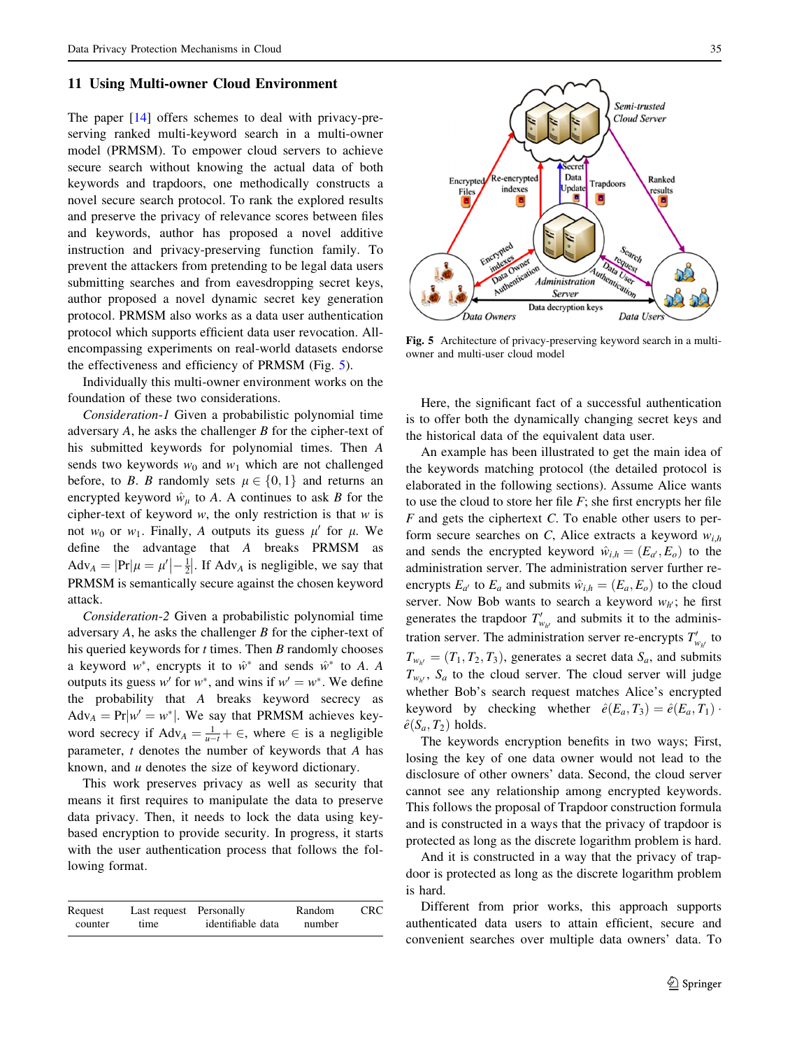## 11 Using Multi-owner Cloud Environment

The paper [14] offers schemes to deal with privacy-preserving ranked multi-keyword search in a multi-owner model (PRMSM). To empower cloud servers to achieve secure search without knowing the actual data of both keywords and trapdoors, one methodically constructs a novel secure search protocol. To rank the explored results and preserve the privacy of relevance scores between files and keywords, author has proposed a novel additive instruction and privacy-preserving function family. To prevent the attackers from pretending to be legal data users submitting searches and from eavesdropping secret keys, author proposed a novel dynamic secret key generation protocol. PRMSM also works as a data user authentication protocol which supports efficient data user revocation. All-encompassing experiments on real-world datasets endorse the effectiveness and efficiency of PRMSM (Fig. 5).

Individually this multi-owner environment works on the foundation of these two considerations.

*Consideration-1* Given a probabilistic polynomial time adversary $A$, he asks the challenger $B$ for the cipher-text of his submitted keywords for polynomial times. Then $A$ sends two keywords $w_0$ and $w_1$ which are not challenged before, to $B$. $B$ randomly sets $\mu \in \{0, 1\}$ and returns an encrypted keyword $\hat{w}_\mu$ to $A$. $A$ continues to ask $B$ for the cipher-text of keyword $w$, the only restriction is that $w$ is not $w_0$ or $w_1$. Finally, $A$ outputs its guess $\mu'$ for $\mu$. We define the advantage that $A$ breaks PRMSM as $\mathrm{Adv}_A = |\Pr|\mu = \mu'| - \frac{1}{2}|$. If $\mathrm{Adv}_A$ is negligible, we say that PRMSM is semantically secure against the chosen keyword attack.

*Consideration-2* Given a probabilistic polynomial time adversary $A$, he asks the challenger $B$ for the cipher-text of his queried keywords for $t$ times. Then $B$ randomly chooses a keyword $w^*$, encrypts it to $\hat{w}^*$ and sends $\hat{w}^*$ to $A$. $A$ outputs its guess $w'$ for $w^*$, and wins if $w' = w^*$. We define the probability that $A$ breaks keyword secrecy as $\mathrm{Adv}_A = \Pr|w' = w^*|$. We say that PRMSM achieves keyword secrecy if $\mathrm{Adv}_A = \frac{1}{u-t} + \in$, where $\in$ is a negligible parameter, $t$ denotes the number of keywords that $A$ has known, and $u$ denotes the size of keyword dictionary.

This work preserves privacy as well as security that means it first requires to manipulate the data to preserve data privacy. Then, it needs to lock the data using key-based encryption to provide security. In progress, it starts with the user authentication process that follows the following format.

| Request counter | Last request time | Personally identifiable data | Random number | CRC |
|---|---|---|---|---|

Fig. 5 Architecture of privacy-preserving keyword search in a multi-owner and multi-user cloud model

Here, the significant fact of a successful authentication is to offer both the dynamically changing secret keys and the historical data of the equivalent data user.

An example has been illustrated to get the main idea of the keywords matching protocol (the detailed protocol is elaborated in the following sections). Assume Alice wants to use the cloud to store her file $F$; she first encrypts her file $F$ and gets the ciphertext $C$. To enable other users to perform secure searches on $C$, Alice extracts a keyword $w_{i,h}$ and sends the encrypted keyword $\hat{w}_{i,h} = (E_{a'}, E_o)$ to the administration server. The administration server further re-encrypts $E_{a'}$ to $E_a$ and submits $\hat{w}_{i,h} = (E_a, E_o)$ to the cloud server. Now Bob wants to search a keyword $w_{h'}$; he first generates the trapdoor $T'_{w_{h'}}$ and submits it to the administration server. The administration server re-encrypts $T'_{w_{h'}}$ to $T_{w_{h'}} = (T_1, T_2, T_3)$, generates a secret data $S_a$, and submits $T_{w_{h'}}$, $S_a$ to the cloud server. The cloud server will judge whether Bob's search request matches Alice's encrypted keyword by checking whether $\hat{e}(E_a, T_3) = \hat{e}(E_a, T_1) \cdot \hat{e}(S_a, T_2)$ holds.

The keywords encryption benefits in two ways; First, losing the key of one data owner would not lead to the disclosure of other owners' data. Second, the cloud server cannot see any relationship among encrypted keywords. This follows the proposal of Trapdoor construction formula and is constructed in a ways that the privacy of trapdoor is protected as long as the discrete logarithm problem is hard.

And it is constructed in a way that the privacy of trapdoor is protected as long as the discrete logarithm problem is hard.

Different from prior works, this approach supports authenticated data users to attain efficient, secure and convenient searches over multiple data owners' data. To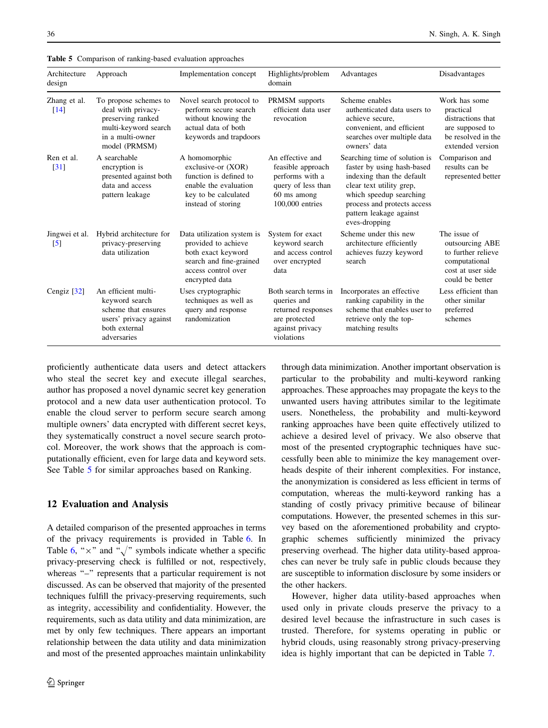Table 5 Comparison of ranking-based evaluation approaches

| Architecture design | Approach | Implementation concept | Highlights/problem domain | Advantages | Disadvantages |
| --- | --- | --- | --- | --- | --- |
| Zhang et al. [14] | To propose schemes to deal with privacy-preserving ranked multi-keyword search in a multi-owner model (PRMSM) | Novel search protocol to perform secure search without knowing the actual data of both keywords and trapdoors | PRMSM supports efficient data user revocation | Scheme enables authenticated data users to achieve secure, convenient, and efficient searches over multiple data owners' data | Work has some practical distractions that are supposed to be resolved in the extended version |
| Ren et al. [31] | A searchable encryption is presented against both data and access pattern leakage | A homomorphic exclusive-or (XOR) function is defined to enable the evaluation key to be calculated instead of storing | An effective and feasible approach performs with a query of less than 60 ms among 100,000 entries | Searching time of solution is faster by using hash-based indexing than the default clear text utility grep, which speedup searching process and protects access pattern leakage against eves-dropping | Comparison and results can be represented better |
| Jingwei et al. [5] | Hybrid architecture for privacy-preserving data utilization | Data utilization system is provided to achieve both exact keyword search and fine-grained access control over encrypted data | System for exact keyword search and access control over encrypted data | Scheme under this new architecture efficiently achieves fuzzy keyword search | The issue of outsourcing ABE to further relieve computational cost at user side could be better |
| Cengiz [32] | An efficient multi-keyword search scheme that ensures users' privacy against both external adversaries | Uses cryptographic techniques as well as query and response randomization | Both search terms in queries and returned responses are protected against privacy violations | Incorporates an effective ranking capability in the scheme that enables user to retrieve only the top-matching results | Less efficient than other similar preferred schemes |

proficiently authenticate data users and detect attackers who steal the secret key and execute illegal searches, author has proposed a novel dynamic secret key generation protocol and a new data user authentication protocol. To enable the cloud server to perform secure search among multiple owners' data encrypted with different secret keys, they systematically construct a novel secure search protocol. Moreover, the work shows that the approach is computationally efficient, even for large data and keyword sets. See Table 5 for similar approaches based on Ranking.

## 12 Evaluation and Analysis

A detailed comparison of the presented approaches in terms of the privacy requirements is provided in Table 6. In Table 6, "×" and "$\surd$" symbols indicate whether a specific privacy-preserving check is fulfilled or not, respectively, whereas "–" represents that a particular requirement is not discussed. As can be observed that majority of the presented techniques fulfill the privacy-preserving requirements, such as integrity, accessibility and confidentiality. However, the requirements, such as data utility and data minimization, are met by only few techniques. There appears an important relationship between the data utility and data minimization and most of the presented approaches maintain unlinkability through data minimization. Another important observation is particular to the probability and multi-keyword ranking approaches. These approaches may propagate the keys to the unwanted users having attributes similar to the legitimate users. Nonetheless, the probability and multi-keyword ranking approaches have been quite effectively utilized to achieve a desired level of privacy. We also observe that most of the presented cryptographic techniques have successfully been able to minimize the key management overheads despite of their inherent complexities. For instance, the anonymization is considered as less efficient in terms of computation, whereas the multi-keyword ranking has a standing of costly privacy primitive because of bilinear computations. However, the presented schemes in this survey based on the aforementioned probability and cryptographic schemes sufficiently minimized the privacy preserving overhead. The higher data utility-based approaches can never be truly safe in public clouds because they are susceptible to information disclosure by some insiders or the other hackers.

However, higher data utility-based approaches when used only in private clouds preserve the privacy to a desired level because the infrastructure in such cases is trusted. Therefore, for systems operating in public or hybrid clouds, using reasonably strong privacy-preserving idea is highly important that can be depicted in Table 7.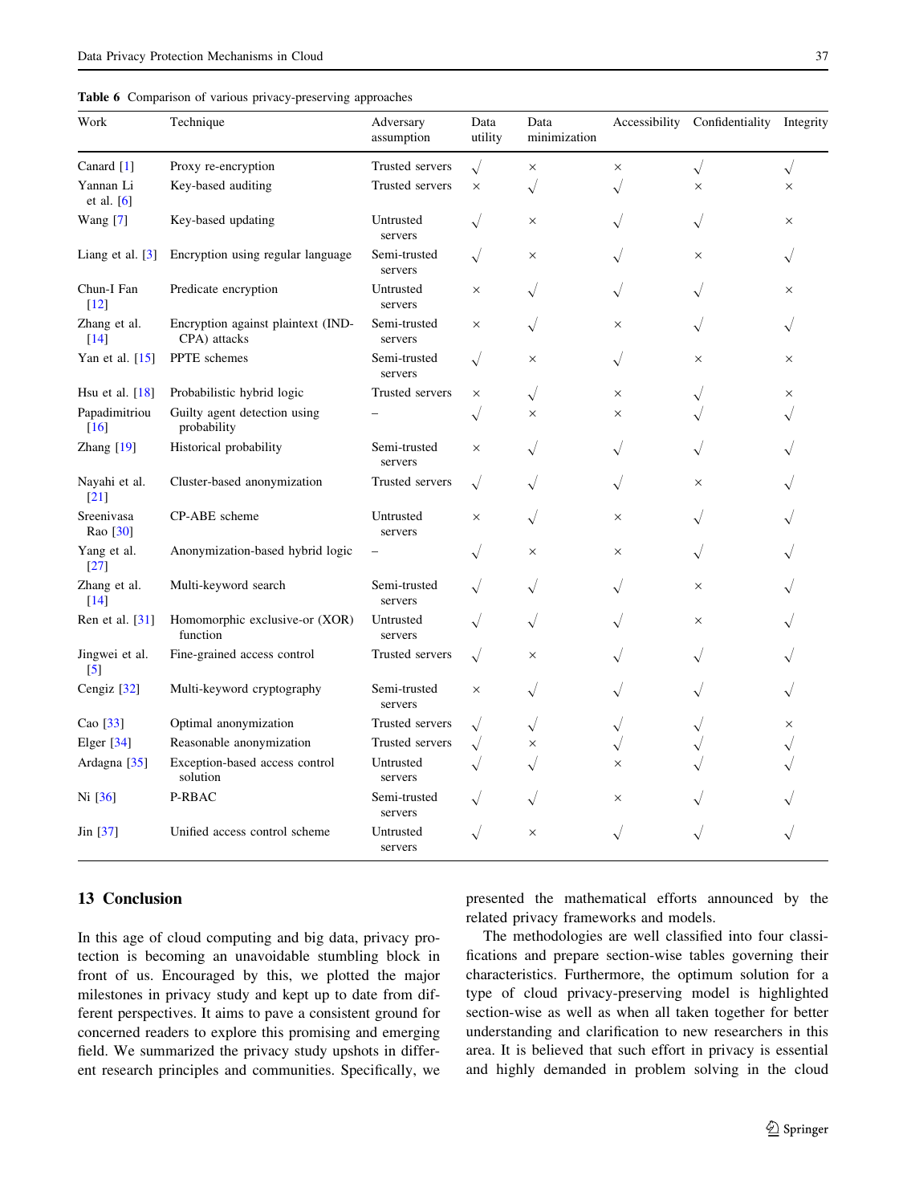**Table 6** Comparison of various privacy-preserving approaches

| Work | Technique | Adversary assumption | Data utility | Data minimization | Accessibility | Confidentiality | Integrity |
|---|---|---|---|---|---|---|---|
| Canard [1] | Proxy re-encryption | Trusted servers | √ | × | × | √ | √ |
| Yannan Li et al. [6] | Key-based auditing | Trusted servers | × | √ | √ | × | × |
| Wang [7] | Key-based updating | Untrusted servers | √ | × | √ | √ | × |
| Liang et al. [3] | Encryption using regular language | Semi-trusted servers | √ | × | √ | × | √ |
| Chun-I Fan [12] | Predicate encryption | Untrusted servers | × | √ | √ | √ | × |
| Zhang et al. [14] | Encryption against plaintext (IND-CPA) attacks | Semi-trusted servers | × | √ | × | √ | √ |
| Yan et al. [15] | PPTE schemes | Semi-trusted servers | √ | × | √ | × | × |
| Hsu et al. [18] | Probabilistic hybrid logic | Trusted servers | × | √ | × | √ | × |
| Papadimitriou [16] | Guilty agent detection using probability | – | √ | × | × | √ | √ |
| Zhang [19] | Historical probability | Semi-trusted servers | × | √ | √ | √ | √ |
| Nayahi et al. [21] | Cluster-based anonymization | Trusted servers | √ | √ | √ | × | √ |
| Sreenivasa Rao [30] | CP-ABE scheme | Untrusted servers | × | √ | × | √ | √ |
| Yang et al. [27] | Anonymization-based hybrid logic | – | √ | × | × | √ | √ |
| Zhang et al. [14] | Multi-keyword search | Semi-trusted servers | √ | √ | √ | × | √ |
| Ren et al. [31] | Homomorphic exclusive-or (XOR) function | Untrusted servers | √ | √ | √ | × | √ |
| Jingwei et al. [5] | Fine-grained access control | Trusted servers | √ | × | √ | √ | √ |
| Cengiz [32] | Multi-keyword cryptography | Semi-trusted servers | × | √ | √ | √ | √ |
| Cao [33] | Optimal anonymization | Trusted servers | √ | √ | √ | √ | × |
| Elger [34] | Reasonable anonymization | Trusted servers | √ | × | √ | √ | √ |
| Ardagna [35] | Exception-based access control solution | Untrusted servers | √ | √ | × | √ | √ |
| Ni [36] | P-RBAC | Semi-trusted servers | √ | √ | × | √ | √ |
| Jin [37] | Unified access control scheme | Untrusted servers | √ | × | √ | √ | √ |

## 13 Conclusion

In this age of cloud computing and big data, privacy protection is becoming an unavoidable stumbling block in front of us. Encouraged by this, we plotted the major milestones in privacy study and kept up to date from different perspectives. It aims to pave a consistent ground for concerned readers to explore this promising and emerging field. We summarized the privacy study upshots in different research principles and communities. Specifically, we presented the mathematical efforts announced by the related privacy frameworks and models.

The methodologies are well classified into four classifications and prepare section-wise tables governing their characteristics. Furthermore, the optimum solution for a type of cloud privacy-preserving model is highlighted section-wise as well as when all taken together for better understanding and clarification to new researchers in this area. It is believed that such effort in privacy is essential and highly demanded in problem solving in the cloud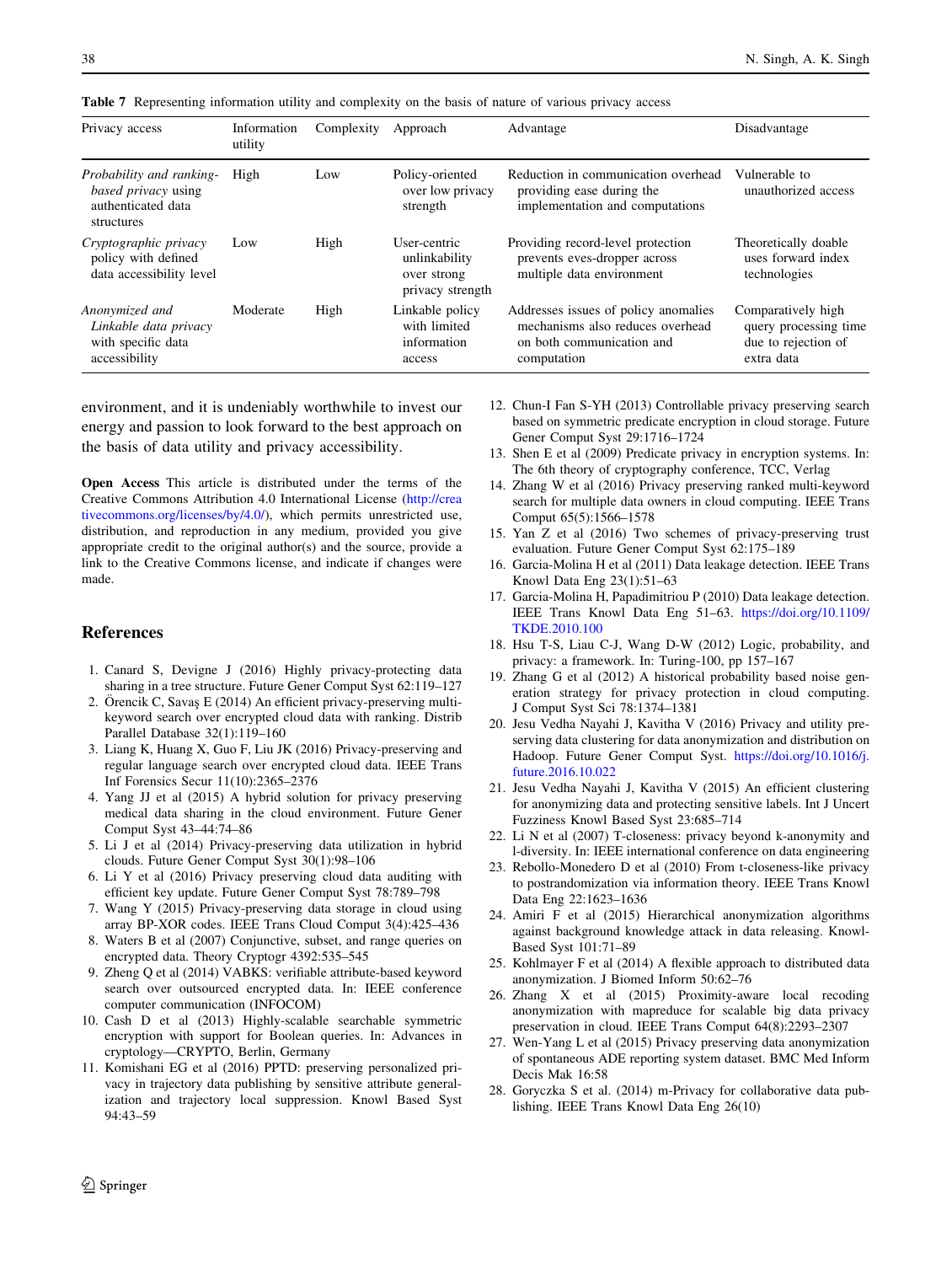**Table 7** Representing information utility and complexity on the basis of nature of various privacy access

| Privacy access | Information utility | Complexity | Approach | Advantage | Disadvantage |
|---|---|---|---|---|---|
| *Probability and ranking-based privacy* using authenticated data structures | High | Low | Policy-oriented over low privacy strength | Reduction in communication overhead providing ease during the implementation and computations | Vulnerable to unauthorized access |
| *Cryptographic privacy* policy with defined data accessibility level | Low | High | User-centric unlinkability over strong privacy strength | Providing record-level protection prevents eves-dropper across multiple data environment | Theoretically doable uses forward index technologies |
| *Anonymized and Linkable data privacy* with specific data accessibility | Moderate | High | Linkable policy with limited information access | Addresses issues of policy anomalies mechanisms also reduces overhead on both communication and computation | Comparatively high query processing time due to rejection of extra data |

environment, and it is undeniably worthwhile to invest our energy and passion to look forward to the best approach on the basis of data utility and privacy accessibility.

**Open Access** This article is distributed under the terms of the Creative Commons Attribution 4.0 International License (http://creativecommons.org/licenses/by/4.0/), which permits unrestricted use, distribution, and reproduction in any medium, provided you give appropriate credit to the original author(s) and the source, provide a link to the Creative Commons license, and indicate if changes were made.

## References

1. Canard S, Devigne J (2016) Highly privacy-protecting data sharing in a tree structure. Future Gener Comput Syst 62:119–127
2. Örencik C, Savaş E (2014) An efficient privacy-preserving multi-keyword search over encrypted cloud data with ranking. Distrib Parallel Database 32(1):119–160
3. Liang K, Huang X, Guo F, Liu JK (2016) Privacy-preserving and regular language search over encrypted cloud data. IEEE Trans Inf Forensics Secur 11(10):2365–2376
4. Yang JJ et al (2015) A hybrid solution for privacy preserving medical data sharing in the cloud environment. Future Gener Comput Syst 43–44:74–86
5. Li J et al (2014) Privacy-preserving data utilization in hybrid clouds. Future Gener Comput Syst 30(1):98–106
6. Li Y et al (2016) Privacy preserving cloud data auditing with efficient key update. Future Gener Comput Syst 78:789–798
7. Wang Y (2015) Privacy-preserving data storage in cloud using array BP-XOR codes. IEEE Trans Cloud Comput 3(4):425–436
8. Waters B et al (2007) Conjunctive, subset, and range queries on encrypted data. Theory Cryptogr 4392:535–545
9. Zheng Q et al (2014) VABKS: verifiable attribute-based keyword search over outsourced encrypted data. In: IEEE conference computer communication (INFOCOM)
10. Cash D et al (2013) Highly-scalable searchable symmetric encryption with support for Boolean queries. In: Advances in cryptology—CRYPTO, Berlin, Germany
11. Komishani EG et al (2016) PPTD: preserving personalized privacy in trajectory data publishing by sensitive attribute generalization and trajectory local suppression. Knowl Based Syst 94:43–59
12. Chun-I Fan S-YH (2013) Controllable privacy preserving search based on symmetric predicate encryption in cloud storage. Future Gener Comput Syst 29:1716–1724
13. Shen E et al (2009) Predicate privacy in encryption systems. In: The 6th theory of cryptography conference, TCC, Verlag
14. Zhang W et al (2016) Privacy preserving ranked multi-keyword search for multiple data owners in cloud computing. IEEE Trans Comput 65(5):1566–1578
15. Yan Z et al (2016) Two schemes of privacy-preserving trust evaluation. Future Gener Comput Syst 62:175–189
16. Garcia-Molina H et al (2011) Data leakage detection. IEEE Trans Knowl Data Eng 23(1):51–63
17. Garcia-Molina H, Papadimitriou P (2010) Data leakage detection. IEEE Trans Knowl Data Eng 51–63. https://doi.org/10.1109/TKDE.2010.100
18. Hsu T-S, Liau C-J, Wang D-W (2012) Logic, probability, and privacy: a framework. In: Turing-100, pp 157–167
19. Zhang G et al (2012) A historical probability based noise generation strategy for privacy protection in cloud computing. J Comput Syst Sci 78:1374–1381
20. Jesu Vedha Nayahi J, Kavitha V (2016) Privacy and utility preserving data clustering for data anonymization and distribution on Hadoop. Future Gener Comput Syst. https://doi.org/10.1016/j.future.2016.10.022
21. Jesu Vedha Nayahi J, Kavitha V (2015) An efficient clustering for anonymizing data and protecting sensitive labels. Int J Uncert Fuzziness Knowl Based Syst 23:685–714
22. Li N et al (2007) T-closeness: privacy beyond k-anonymity and l-diversity. In: IEEE international conference on data engineering
23. Rebollo-Monedero D et al (2010) From t-closeness-like privacy to postrandomization via information theory. IEEE Trans Knowl Data Eng 22:1623–1636
24. Amiri F et al (2015) Hierarchical anonymization algorithms against background knowledge attack in data releasing. Knowl-Based Syst 101:71–89
25. Kohlmayer F et al (2014) A flexible approach to distributed data anonymization. J Biomed Inform 50:62–76
26. Zhang X et al (2015) Proximity-aware local recoding anonymization with mapreduce for scalable big data privacy preservation in cloud. IEEE Trans Comput 64(8):2293–2307
27. Wen-Yang L et al (2015) Privacy preserving data anonymization of spontaneous ADE reporting system dataset. BMC Med Inform Decis Mak 16:58
28. Goryczka S et al. (2014) m-Privacy for collaborative data publishing. IEEE Trans Knowl Data Eng 26(10)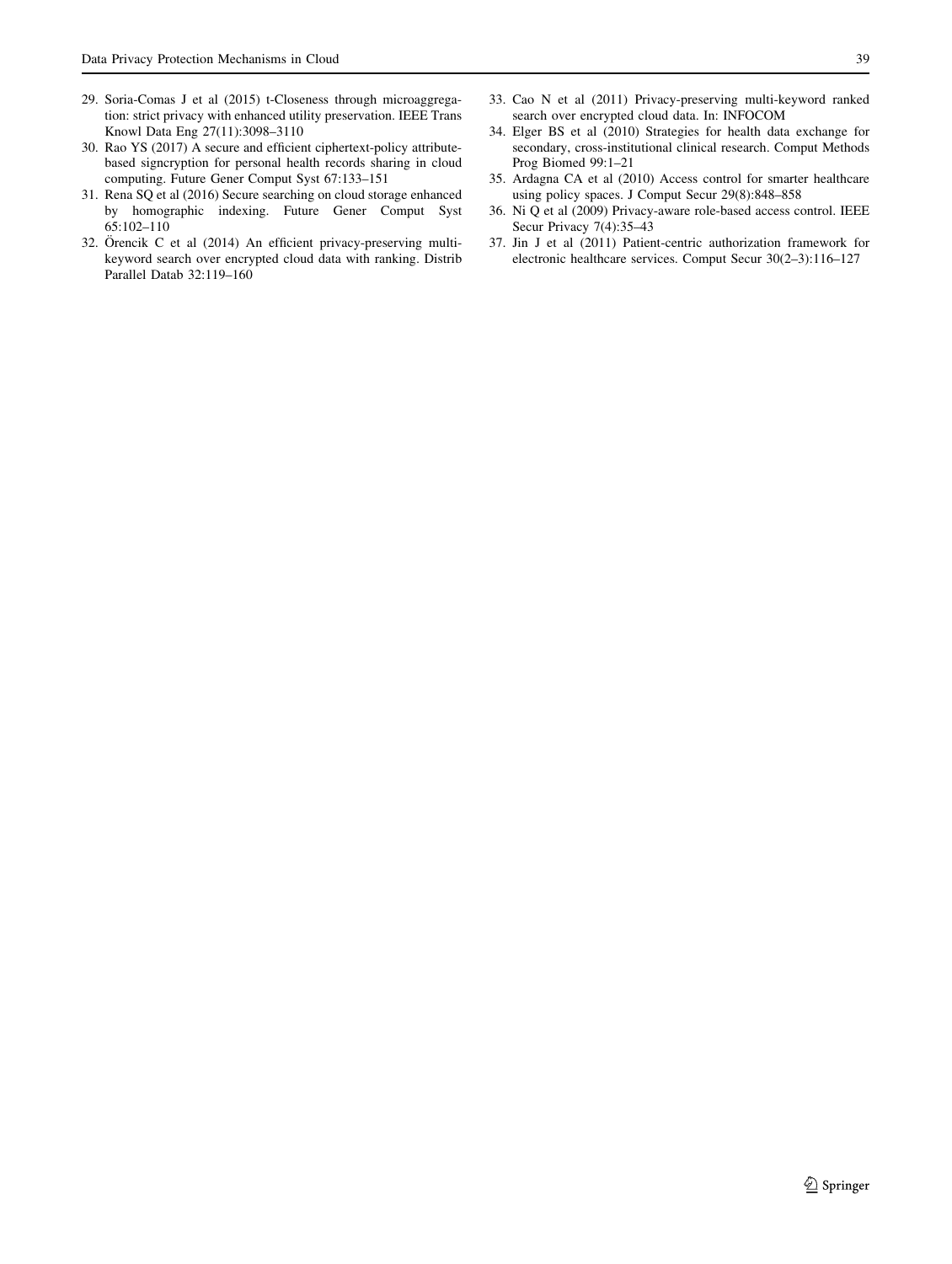29. Soria-Comas J et al (2015) t-Closeness through microaggregation: strict privacy with enhanced utility preservation. IEEE Trans Knowl Data Eng 27(11):3098–3110
30. Rao YS (2017) A secure and efficient ciphertext-policy attribute-based signcryption for personal health records sharing in cloud computing. Future Gener Comput Syst 67:133–151
31. Rena SQ et al (2016) Secure searching on cloud storage enhanced by homographic indexing. Future Gener Comput Syst 65:102–110
32. Örencik C et al (2014) An efficient privacy-preserving multi-keyword search over encrypted cloud data with ranking. Distrib Parallel Datab 32:119–160
33. Cao N et al (2011) Privacy-preserving multi-keyword ranked search over encrypted cloud data. In: INFOCOM
34. Elger BS et al (2010) Strategies for health data exchange for secondary, cross-institutional clinical research. Comput Methods Prog Biomed 99:1–21
35. Ardagna CA et al (2010) Access control for smarter healthcare using policy spaces. J Comput Secur 29(8):848–858
36. Ni Q et al (2009) Privacy-aware role-based access control. IEEE Secur Privacy 7(4):35–43
37. Jin J et al (2011) Patient-centric authorization framework for electronic healthcare services. Comput Secur 30(2–3):116–127